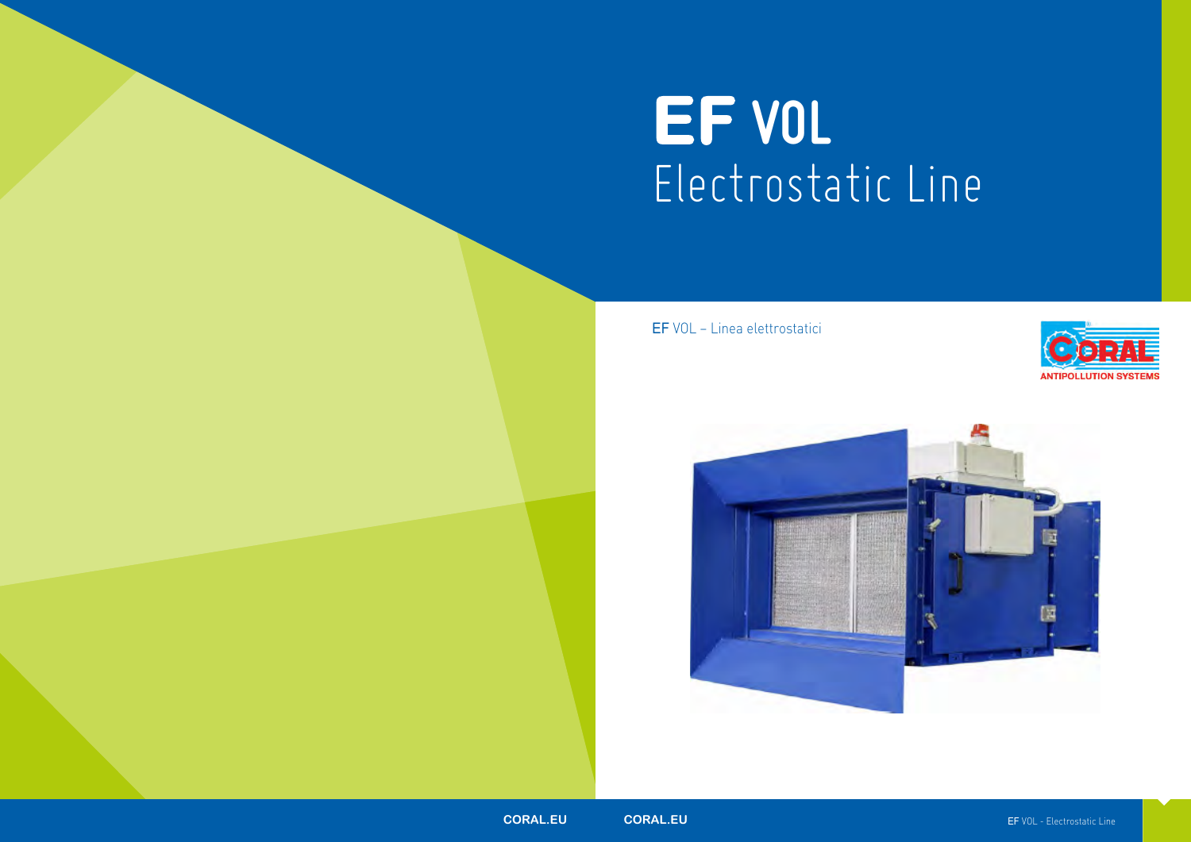# EF VOL
## Electrostatic Line

EF VOL – Linea elettrostatici

CORAL
ANTIPOLLUTION SYSTEMS

CORAL.EU

CORAL.EU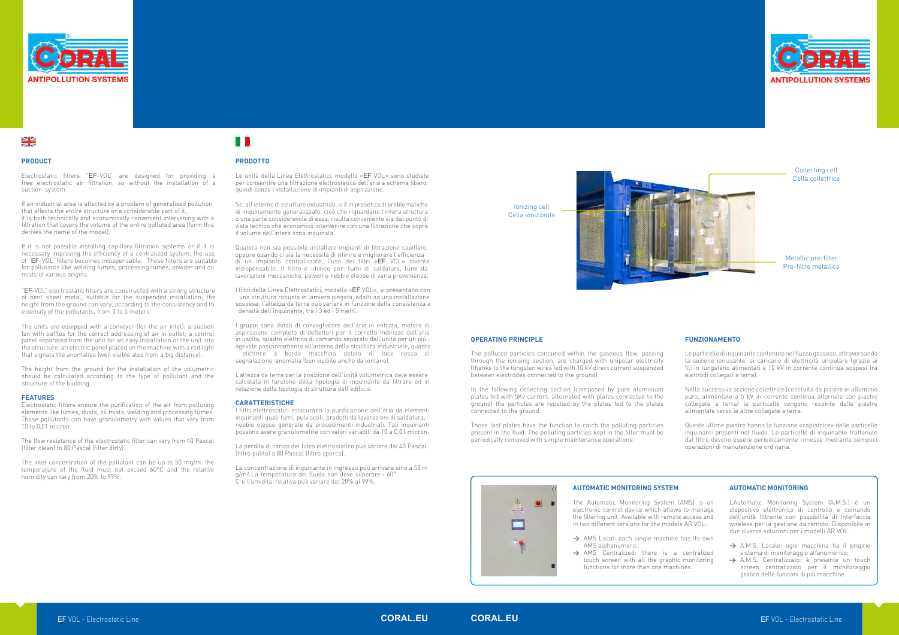## PRODUCT

Electrostatic filters "EF-VOL" are designed for providing a free electrostatic air filtration, so without the installation of a suction system.

If an industrial area is affected by a problem of generalised pollution, that affects the entire structure or a considerable part of it, it is both technically and economically convenient intervening with a filtration that covers the volume of the entire polluted area (form this derives the name of the model).

If it is not possible installing capillary filtration systems or if it is necessary improving the efficiency of a centralized system, the use of "EF-VOL" filters becomes indispensable. Those filters are suitable for pollutants like welding fumes, processing fumes, powder and oil mists of various origins.

"EF-VOL" electrostatic filters are constructed with a strong structure of bent sheet metal, suitable for the suspended installation; the height from the ground can vary, according to the consistency and th e density of the pollutants, from 3 to 5 meters.

The units are equipped with a conveyor (for the air inlet); a suction fan with baffles for the correct addressing of air in outlet; a control panel separated from the unit for an easy installation of the unit into the structure; an electric panel placed on the machine with a red light that signals the anomalies (well visible also from a big distance).

The height from the ground for the installation of the volumetric should be calculated according to the type of pollutant and the structure of the building.

### FEATURES

Electrostatic filters ensure the purification of the air from polluting elements like fumes, dusts, oil mists, welding and processing fumes. Those pollutants can have granulometry with values that vary from 10 to 0,01 micron.

The flow resistance of the electrostatic filter can vary from 40 Pascal (filter clean) to 80 Pascal (filter dirty).

The inlet concentration of the pollutant can be up to 50 mg/m. the temperature of the fluid must not exceed 60°C and the relative humidity can vary from 20% to 99%.

## PRODOTTO

Le unità della Linea Elettrostatici, modello «EF VOL» sono studiate per consentire una filtrazione elettrostatica dell'aria a schema libero, quindi senza l'installazione di impianti di aspirazione.

Se, all'interno di strutture industriali, si è in presenza di problematiche di inquinamento generalizzato, cioè che riguardano l'intera struttura o una parte considerevole di essa, risulta conveniente sia dal punto di vista tecnico che economico intervenire con una filtrazione che copra il volume dell'intera zona inquinata.

Qualora non sia possibile installare impianti di filtrazione capillare, oppure quando ci sia la necessità di rifinire e migliorare l'efficienza di un impianto centralizzato, l'uso dei filtri «EF VOL» diventa indispensabile. Il filtro è idoneo per: fumi di saldatura, fumi da lavorazioni meccaniche, polveri e nebbie oleose di varia provenienza.

I filtri della Linea Elettrostatici, modello «EF VOL», si presentano con una struttura robusta in lamiera piegata, adatti ad una installazione sospesa; l'altezza da terra può variare in funzione della consistenza e densità dell'inquinante, tra i 3 ed i 5 metri.

I gruppi sono dotati di convogliatore dell'aria in entrata, motore di aspirazione completo di deflettori per il corretto indirizzo dell'aria in uscita, quadro elettrico di comando separato dall'unità per un più agevole posizionamento all'interno della struttura industriale, quadro elettrico a bordo macchina dotato di luce rossa di segnalazione anomalia (ben visibile anche da lontano).

L'altezza da terra per la posizione dell'unità volumetrica deve essere calcolata in funzione della tipologia di inquinante da filtrare ed in relazione della tipologia di struttura dell'edificio.

### CARATTERISTICHE

I filtri elettrostatici assicurano la purificazione dell'aria da elementi inquinanti quali fumi, pulviscoli, prodotti da lavorazioni di saldatura, nebbie oleose generate da procedimenti industriali. Tali inquinanti possono avere granulometrie con valori variabili da 10 a 0,01 micron.

La perdita di carico del filtro elettrostatico può variare dai 40 Pascal (filtro pulito) a 80 Pascal (filtro sporco).

La concentrazione di inquinante in ingresso può arrivare sino a 50 m g/m³. La temperatura del fluido non deve superare i 60° C e l'umidità relativa può variare dal 20% al 99%.

Ionizing cell / Cella ionizzante

Collecting cell / Cella collettrice

Metallic pre-filter / Pre-filtro metallico

## OPERATING PRINCIPLE

The polluted particles contained within the gaseous flow, passing through the ionising section, are charged with unipolar electricity (thanks to the tungsten wires fed with 10 kV direct current suspended between electrodes connected to the ground).

In the following collecting section (composed by pure aluminium plates fed with 5Kv current, alternated with plates connected to the ground) the particles are repelled by the plates fed to the plates connected to the ground.

Those last plates have the function to catch the polluting particles present in the fluid. The polluting particles kept in the filter must be periodically removed with simple maintenance operations.

## FUNZIONAMENTO

Le particelle di inquinante contenute nel flusso gassoso, attraversando la sezione ionizzante, si caricano di elettricità unipolare (grazie ai fili in tungsteno alimentati a 10 kV in corrente continua sospesi tra elettrodi collegati a terra).

Nella successiva sezione collettrice (costituita da piastre in alluminio puro, alimentate a 5 kV in corrente continua alternate con piastre collegate a terra) le particelle vengono respinte dalle piastre alimentate verso le altre collegate a terra.

Queste ultime piastre hanno la funzione «captatrice» delle particelle inquinanti presenti nel fluido. Le particelle di inquinante trattenute dal filtro devono essere periodicamente rimosse mediante semplici operazioni di manutenzione ordinaria.

### AUTOMATIC MONITORING SYSTEM

The Automatic Monitoring System (AMS) is an electronic control device which allows to manage the filtering unit. Available with remote access and in two different versions for the models AR VOL:

- AMS Local: each single machine has its own AMS alphanumeric;
- AMS Centralized: there is a centralized touch screen with all the graphic monitoring functions for more than one machines.

### AUTOMATIC MONITORING

L'Automatic Monitoring System (A.M.S.) è un dispositivo elettronico di controllo e comando dell'unità filtrante con possibilità di interfaccia wireless per la gestione da remoto. Disponibile in due diverse soluzioni per i modelli AR VOL:

- A.M.S. Locale: ogni macchina ha il proprio sistema di monitoraggio alfanumerico;
- A.M.S. Centralizzato: è presente un touch screen centralizzato per il monitoraggio grafico delle funzioni di più macchine.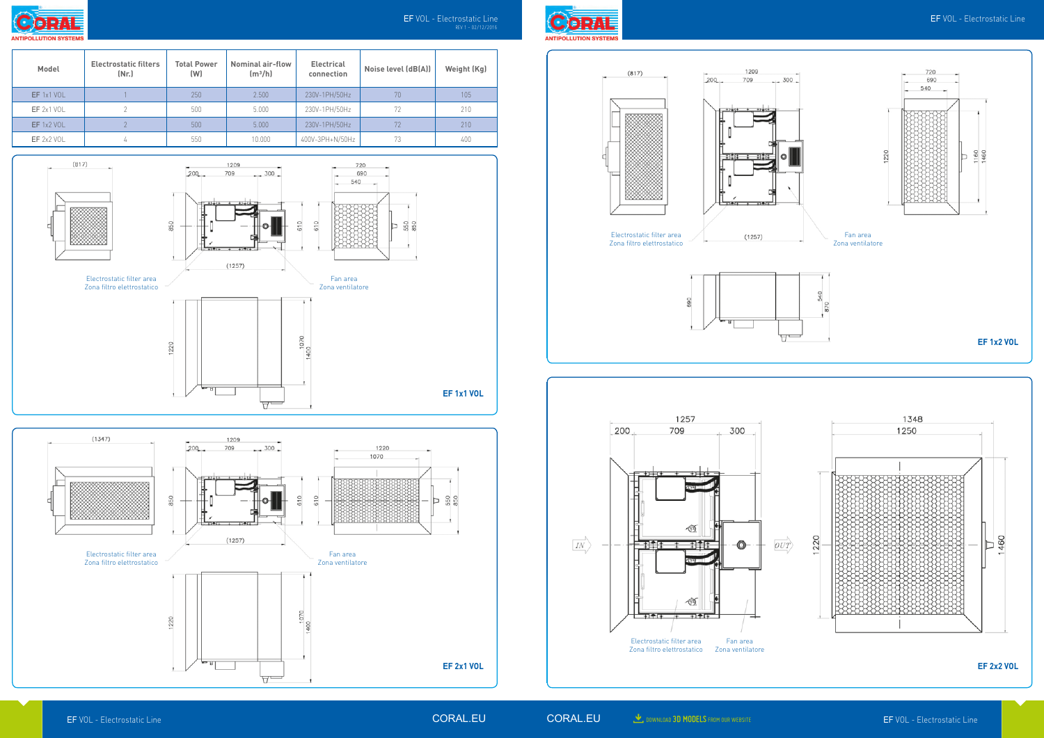| Model | Electrostatic filters (Nr.) | Total Power (W) | Nominal air-flow (m³/h) | Electrical connection | Noise level (dB(A)) | Weight (Kg) |
|---|---|---|---|---|---|---|
| EF 1x1 VOL | 1 | 250 | 2.500 | 230V-1PH/50Hz | 70 | 105 |
| EF 2x1 VOL | 2 | 500 | 5.000 | 230V-1PH/50Hz | 72 | 210 |
| EF 1x2 VOL | 2 | 500 | 5.000 | 230V-1PH/50Hz | 72 | 210 |
| EF 2x2 VOL | 4 | 550 | 10.000 | 400V-3PH+N/50Hz | 73 | 400 |

(817)
1209
200
709
300
720
690
540
850
610
610
550
850
(1257)
Electrostatic filter area
Zona filtro elettrostatico
Fan area
Zona ventilatore
1220
1070
1400

**EF 1x1 VOL**

(1347)
1209
200
709
300
1220
1070
850
610
610
550
850
(1257)
Electrostatic filter area
Zona filtro elettrostatico
Fan area
Zona ventilatore
1220
1070
1400

**EF 2x1 VOL**

(817)
1209
200
709
300
720
690
540
1220
1160
1460
(1257)
Electrostatic filter area
Zona filtro elettrostatico
Fan area
Zona ventilatore
690
540
870

**EF 1x2 VOL**

1257
200
709
300
1348
1250
IN
OUT
1220
1460
Electrostatic filter area
Zona filtro elettrostatico
Fan area
Zona ventilatore

**EF 2x2 VOL**

DOWNLOAD 3D MODELS FROM OUR WEBSITE